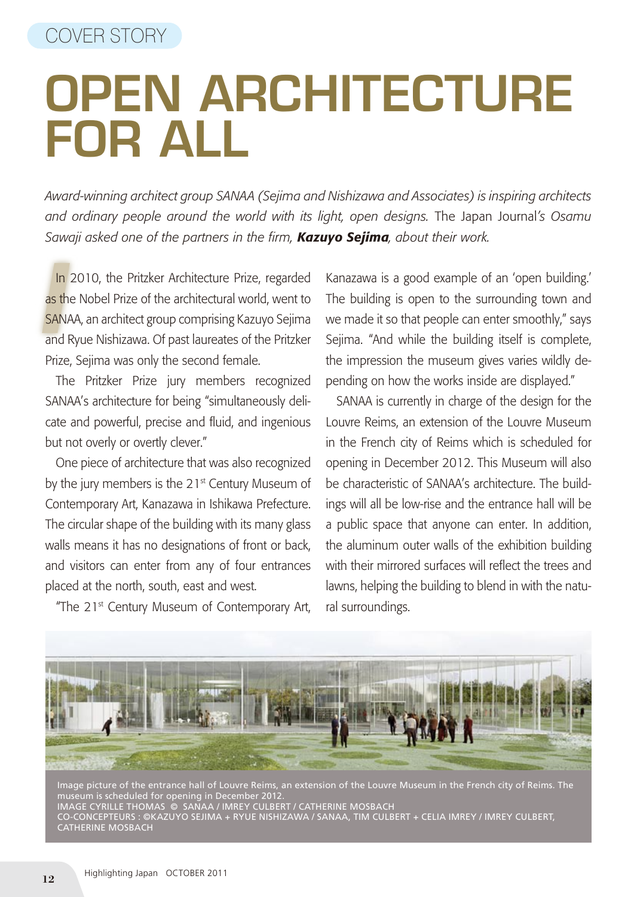COVER STORY

# OPEN ARCHITECTURE FOR ALL

*Award-winning architect group SANAA (Sejima and Nishizawa and Associates) is inspiring architects and ordinary people around the world with its light, open designs.* The Japan Journal*'s Osamu Sawaji asked one of the partners in the firm,* ***Kazuyo Sejima****, about their work.*

In 2010, the Pritzker Architecture Prize, regarded as the Nobel Prize of the architectural world, went to SANAA, an architect group comprising Kazuyo Sejima and Ryue Nishizawa. Of past laureates of the Pritzker Prize, Sejima was only the second female.

The Pritzker Prize jury members recognized SANAA's architecture for being "simultaneously delicate and powerful, precise and fluid, and ingenious but not overly or overtly clever."

One piece of architecture that was also recognized by the jury members is the 21st Century Museum of Contemporary Art, Kanazawa in Ishikawa Prefecture. The circular shape of the building with its many glass walls means it has no designations of front or back, and visitors can enter from any of four entrances placed at the north, south, east and west.

"The 21st Century Museum of Contemporary Art, Kanazawa is a good example of an 'open building.' The building is open to the surrounding town and we made it so that people can enter smoothly," says Sejima. "And while the building itself is complete, the impression the museum gives varies wildly depending on how the works inside are displayed."

SANAA is currently in charge of the design for the Louvre Reims, an extension of the Louvre Museum in the French city of Reims which is scheduled for opening in December 2012. This Museum will also be characteristic of SANAA's architecture. The buildings will all be low-rise and the entrance hall will be a public space that anyone can enter. In addition, the aluminum outer walls of the exhibition building with their mirrored surfaces will reflect the trees and lawns, helping the building to blend in with the natural surroundings.

Image picture of the entrance hall of Louvre Reims, an extension of the Louvre Museum in the French city of Reims. The museum is scheduled for opening in December 2012.
IMAGE CYRILLE THOMAS © SANAA / IMREY CULBERT / CATHERINE MOSBACH
CO-CONCEPTEURS : ©KAZUYO SEJIMA + RYUE NISHIZAWA / SANAA, TIM CULBERT + CELIA IMREY / IMREY CULBERT, CATHERINE MOSBACH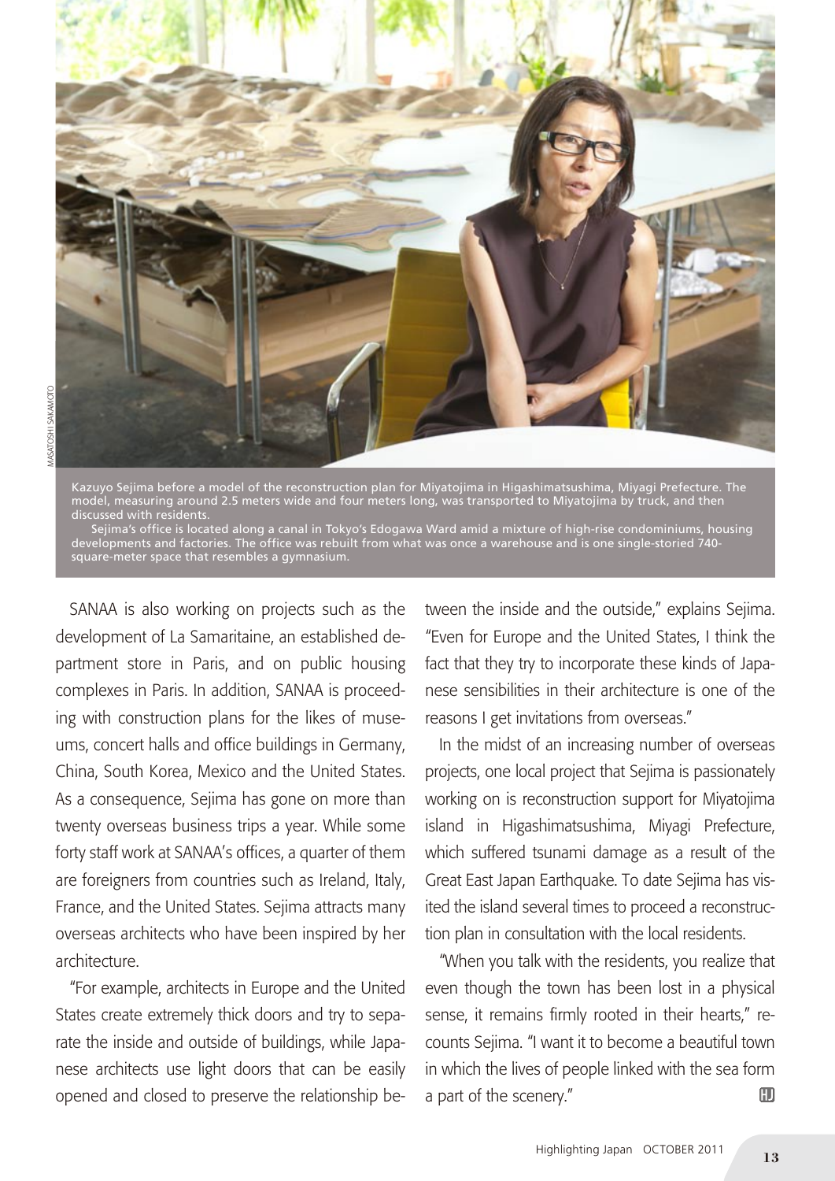MASATOSHI SAKAMOTO

Kazuyo Sejima before a model of the reconstruction plan for Miyatojima in Higashimatsushima, Miyagi Prefecture. The model, measuring around 2.5 meters wide and four meters long, was transported to Miyatojima by truck, and then discussed with residents.

Sejima's office is located along a canal in Tokyo's Edogawa Ward amid a mixture of high-rise condominiums, housing developments and factories. The office was rebuilt from what was once a warehouse and is one single-storied 740-square-meter space that resembles a gymnasium.

SANAA is also working on projects such as the development of La Samaritaine, an established department store in Paris, and on public housing complexes in Paris. In addition, SANAA is proceeding with construction plans for the likes of museums, concert halls and office buildings in Germany, China, South Korea, Mexico and the United States. As a consequence, Sejima has gone on more than twenty overseas business trips a year. While some forty staff work at SANAA's offices, a quarter of them are foreigners from countries such as Ireland, Italy, France, and the United States. Sejima attracts many overseas architects who have been inspired by her architecture.

"For example, architects in Europe and the United States create extremely thick doors and try to separate the inside and outside of buildings, while Japanese architects use light doors that can be easily opened and closed to preserve the relationship between the inside and the outside," explains Sejima. "Even for Europe and the United States, I think the fact that they try to incorporate these kinds of Japanese sensibilities in their architecture is one of the reasons I get invitations from overseas."

In the midst of an increasing number of overseas projects, one local project that Sejima is passionately working on is reconstruction support for Miyatojima island in Higashimatsushima, Miyagi Prefecture, which suffered tsunami damage as a result of the Great East Japan Earthquake. To date Sejima has visited the island several times to proceed a reconstruction plan in consultation with the local residents.

"When you talk with the residents, you realize that even though the town has been lost in a physical sense, it remains firmly rooted in their hearts," recounts Sejima. "I want it to become a beautiful town in which the lives of people linked with the sea form a part of the scenery." HJ